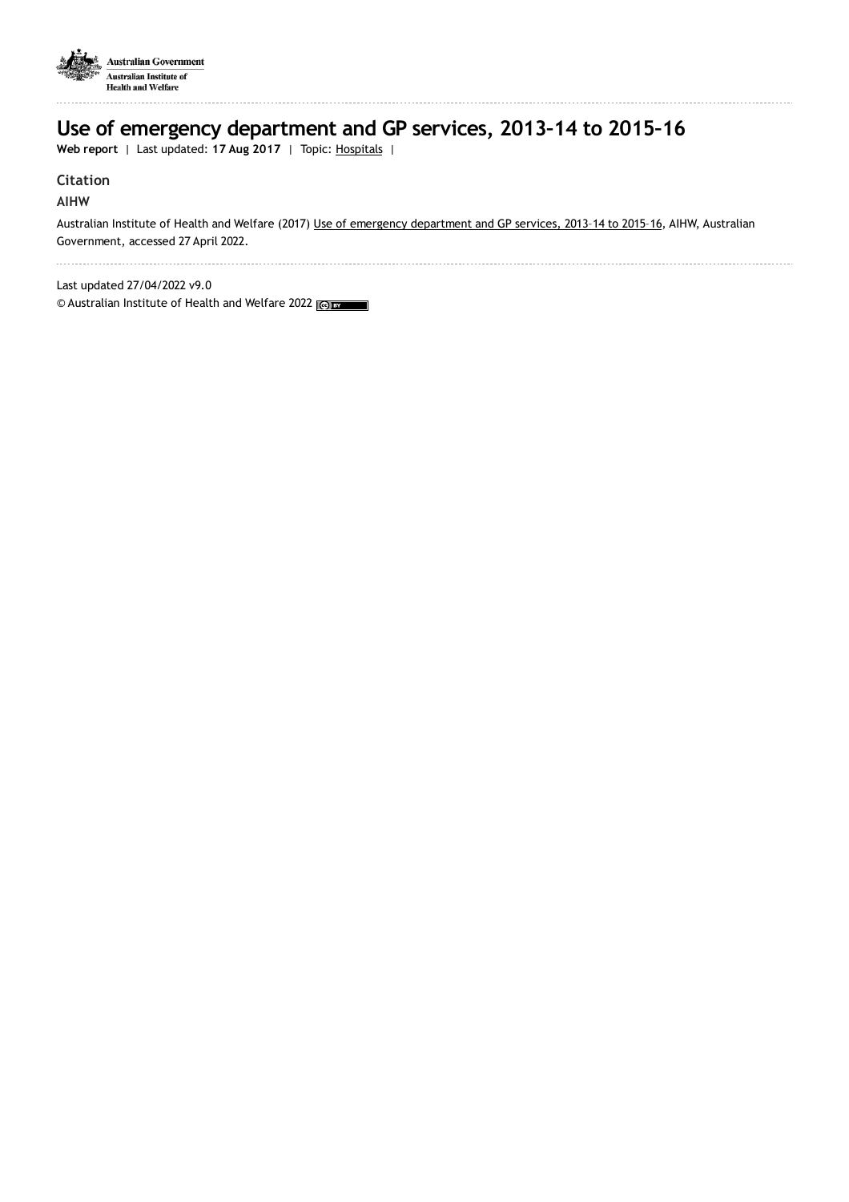Australian Government
Australian Institute of Health and Welfare

# Use of emergency department and GP services, 2013–14 to 2015–16

**Web report** | Last updated: **17 Aug 2017** | Topic: Hospitals |

## Citation

### AIHW

Australian Institute of Health and Welfare (2017) Use of emergency department and GP services, 2013–14 to 2015–16, AIHW, Australian Government, accessed 27 April 2022.

Last updated 27/04/2022 v9.0

© Australian Institute of Health and Welfare 2022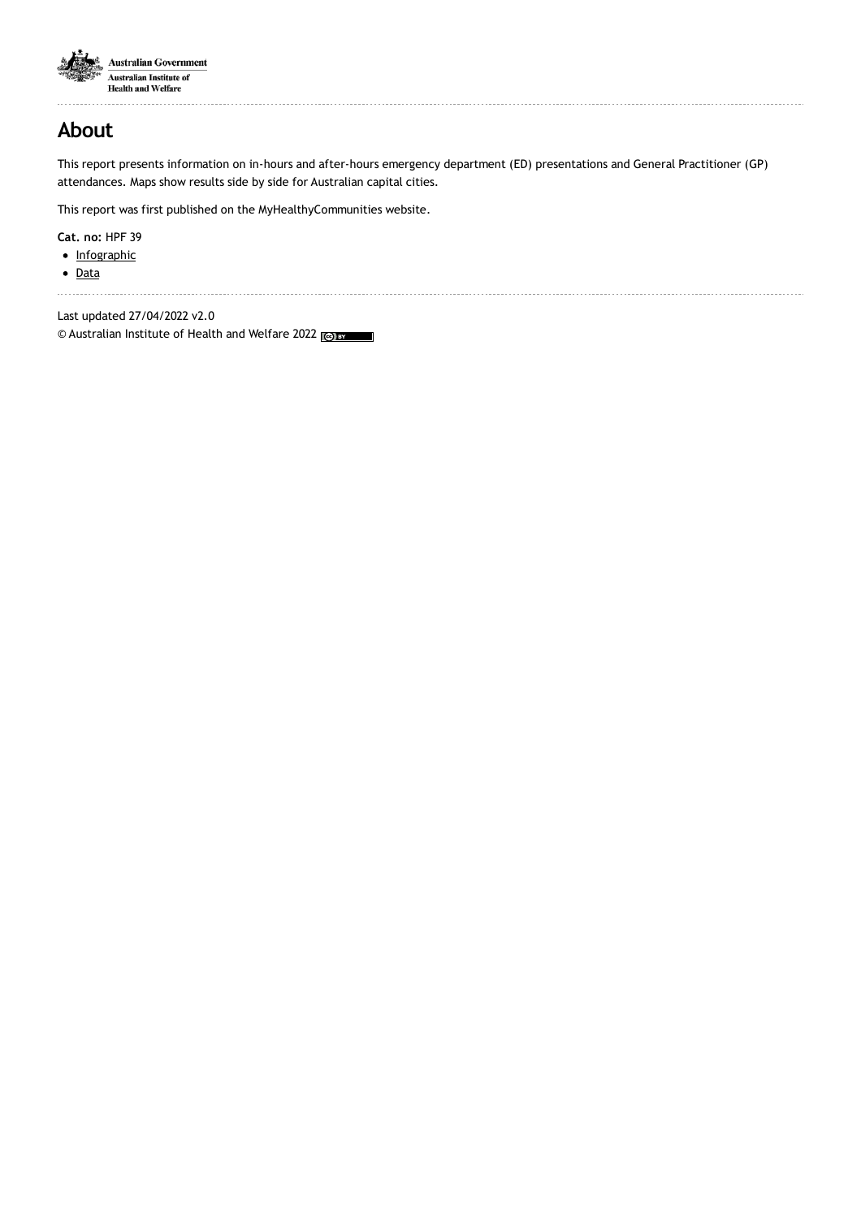Australian Government
Australian Institute of
Health and Welfare

# About

This report presents information on in-hours and after-hours emergency department (ED) presentations and General Practitioner (GP) attendances. Maps show results side by side for Australian capital cities.

This report was first published on the MyHealthyCommunities website.

**Cat. no:** HPF 39

- Infographic
- Data

Last updated 27/04/2022 v2.0

© Australian Institute of Health and Welfare 2022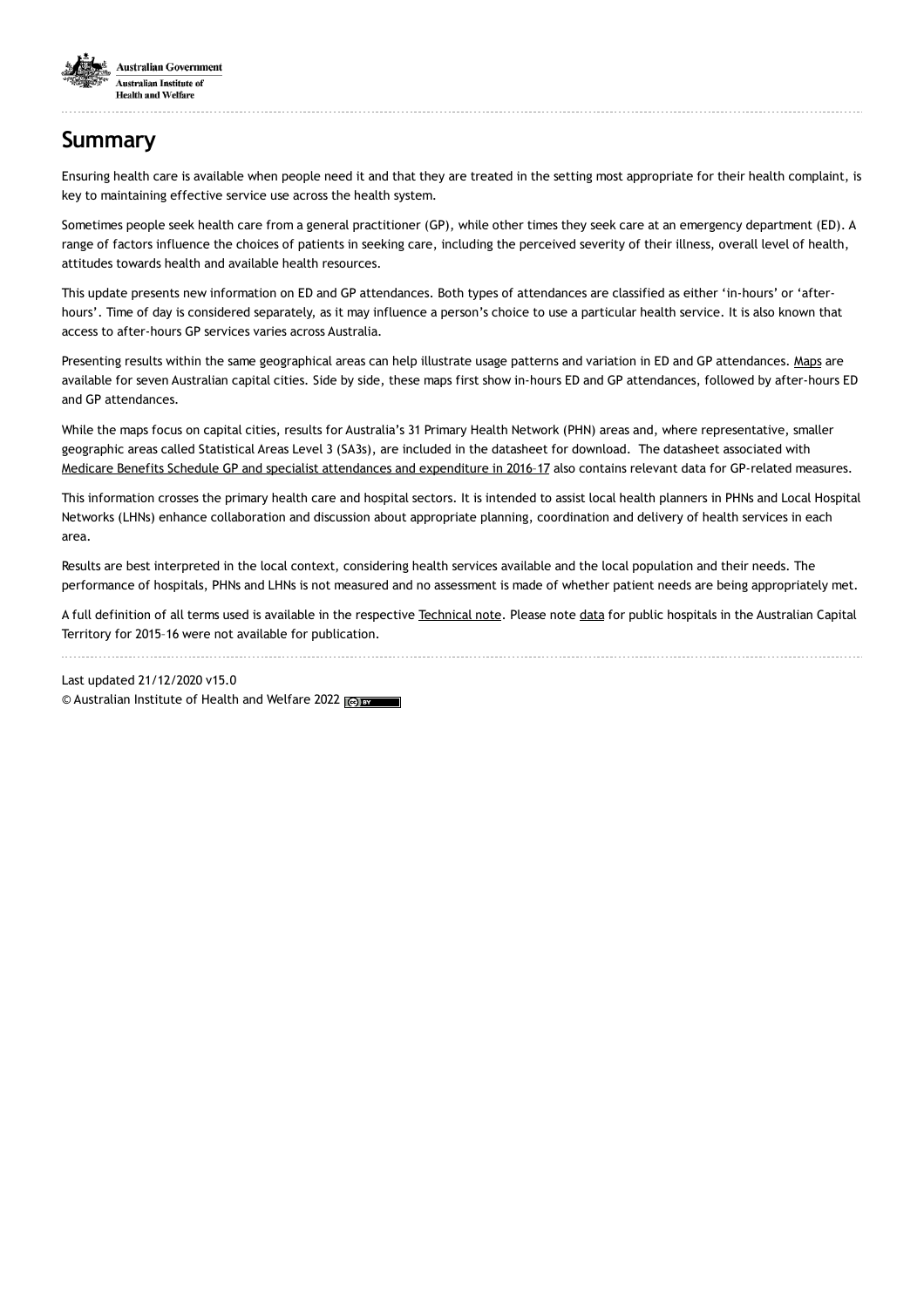## Summary

Ensuring health care is available when people need it and that they are treated in the setting most appropriate for their health complaint, is key to maintaining effective service use across the health system.

Sometimes people seek health care from a general practitioner (GP), while other times they seek care at an emergency department (ED). A range of factors influence the choices of patients in seeking care, including the perceived severity of their illness, overall level of health, attitudes towards health and available health resources.

This update presents new information on ED and GP attendances. Both types of attendances are classified as either 'in-hours' or 'after-hours'. Time of day is considered separately, as it may influence a person's choice to use a particular health service. It is also known that access to after-hours GP services varies across Australia.

Presenting results within the same geographical areas can help illustrate usage patterns and variation in ED and GP attendances. Maps are available for seven Australian capital cities. Side by side, these maps first show in-hours ED and GP attendances, followed by after-hours ED and GP attendances.

While the maps focus on capital cities, results for Australia's 31 Primary Health Network (PHN) areas and, where representative, smaller geographic areas called Statistical Areas Level 3 (SA3s), are included in the datasheet for download. The datasheet associated with Medicare Benefits Schedule GP and specialist attendances and expenditure in 2016–17 also contains relevant data for GP-related measures.

This information crosses the primary health care and hospital sectors. It is intended to assist local health planners in PHNs and Local Hospital Networks (LHNs) enhance collaboration and discussion about appropriate planning, coordination and delivery of health services in each area.

Results are best interpreted in the local context, considering health services available and the local population and their needs. The performance of hospitals, PHNs and LHNs is not measured and no assessment is made of whether patient needs are being appropriately met.

A full definition of all terms used is available in the respective Technical note. Please note data for public hospitals in the Australian Capital Territory for 2015–16 were not available for publication.

Last updated 21/12/2020 v15.0

© Australian Institute of Health and Welfare 2022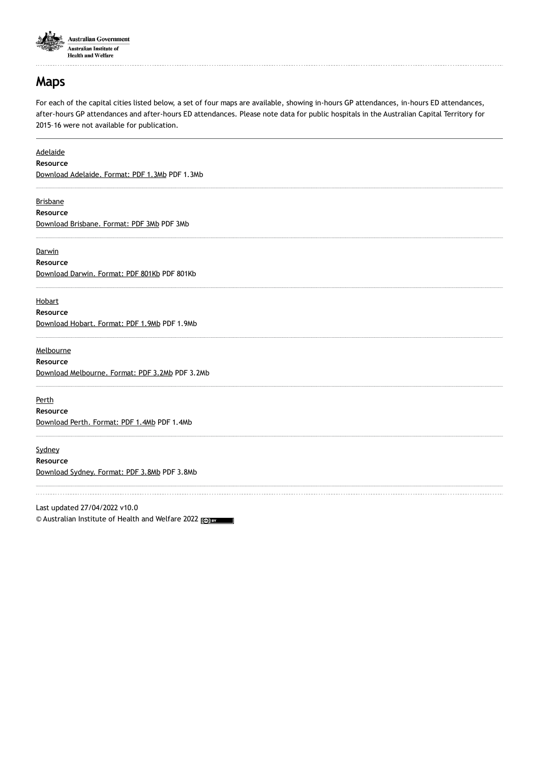# Maps

For each of the capital cities listed below, a set of four maps are available, showing in-hours GP attendances, in-hours ED attendances, after-hours GP attendances and after-hours ED attendances. Please note data for public hospitals in the Australian Capital Territory for 2015–16 were not available for publication.

---

Adelaide

**Resource**

Download Adelaide. Format: PDF 1.3Mb PDF 1.3Mb

---

Brisbane

**Resource**

Download Brisbane. Format: PDF 3Mb PDF 3Mb

---

Darwin

**Resource**

Download Darwin. Format: PDF 801Kb PDF 801Kb

---

Hobart

**Resource**

Download Hobart. Format: PDF 1.9Mb PDF 1.9Mb

---

Melbourne

**Resource**

Download Melbourne. Format: PDF 3.2Mb PDF 3.2Mb

---

Perth

**Resource**

Download Perth. Format: PDF 1.4Mb PDF 1.4Mb

---

Sydney

**Resource**

Download Sydney. Format: PDF 3.8Mb PDF 3.8Mb

---

Last updated 27/04/2022 v10.0

© Australian Institute of Health and Welfare 2022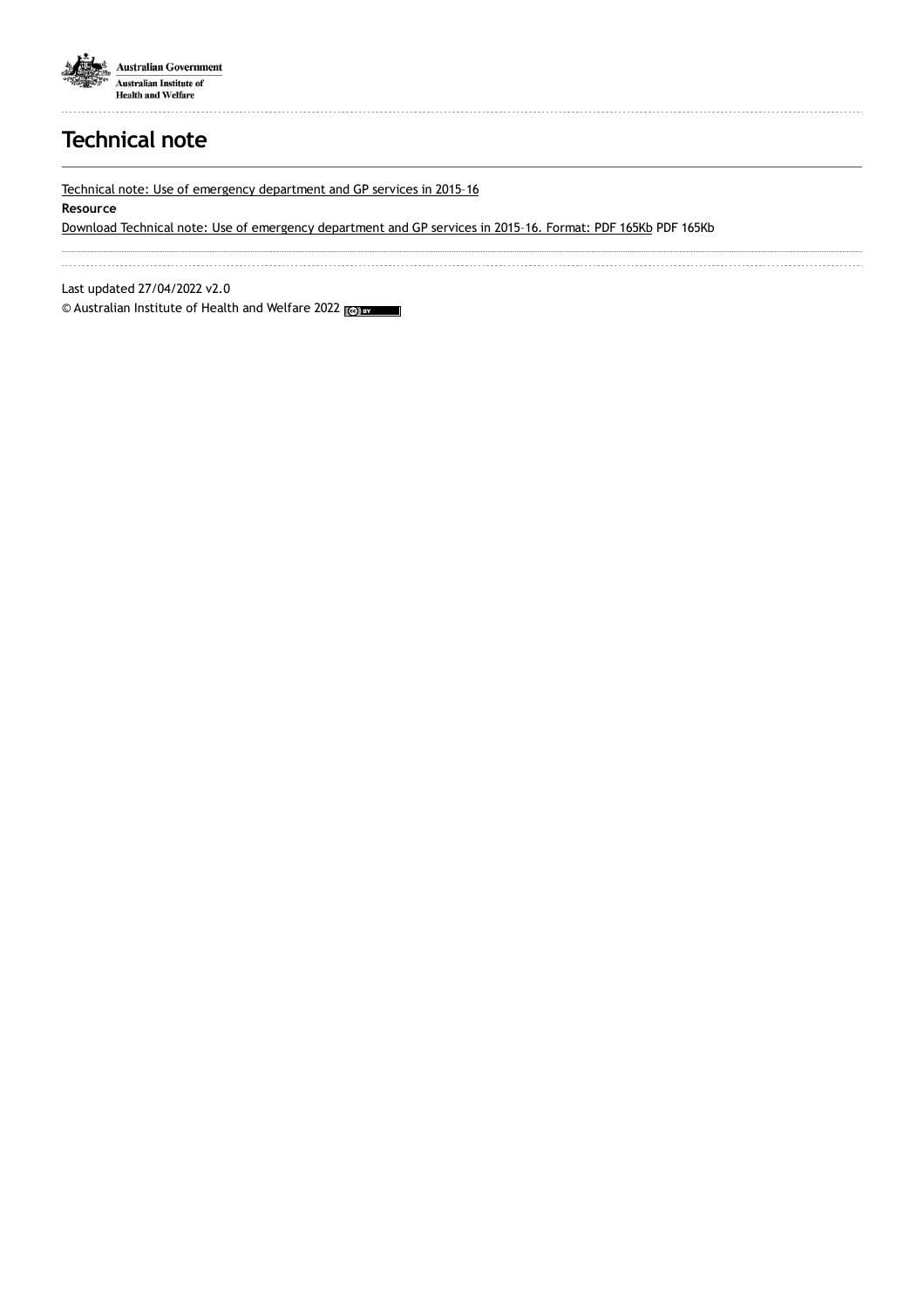# Technical note

Technical note: Use of emergency department and GP services in 2015–16

**Resource**

Download Technical note: Use of emergency department and GP services in 2015–16. Format: PDF 165Kb PDF 165Kb

Last updated 27/04/2022 v2.0

© Australian Institute of Health and Welfare 2022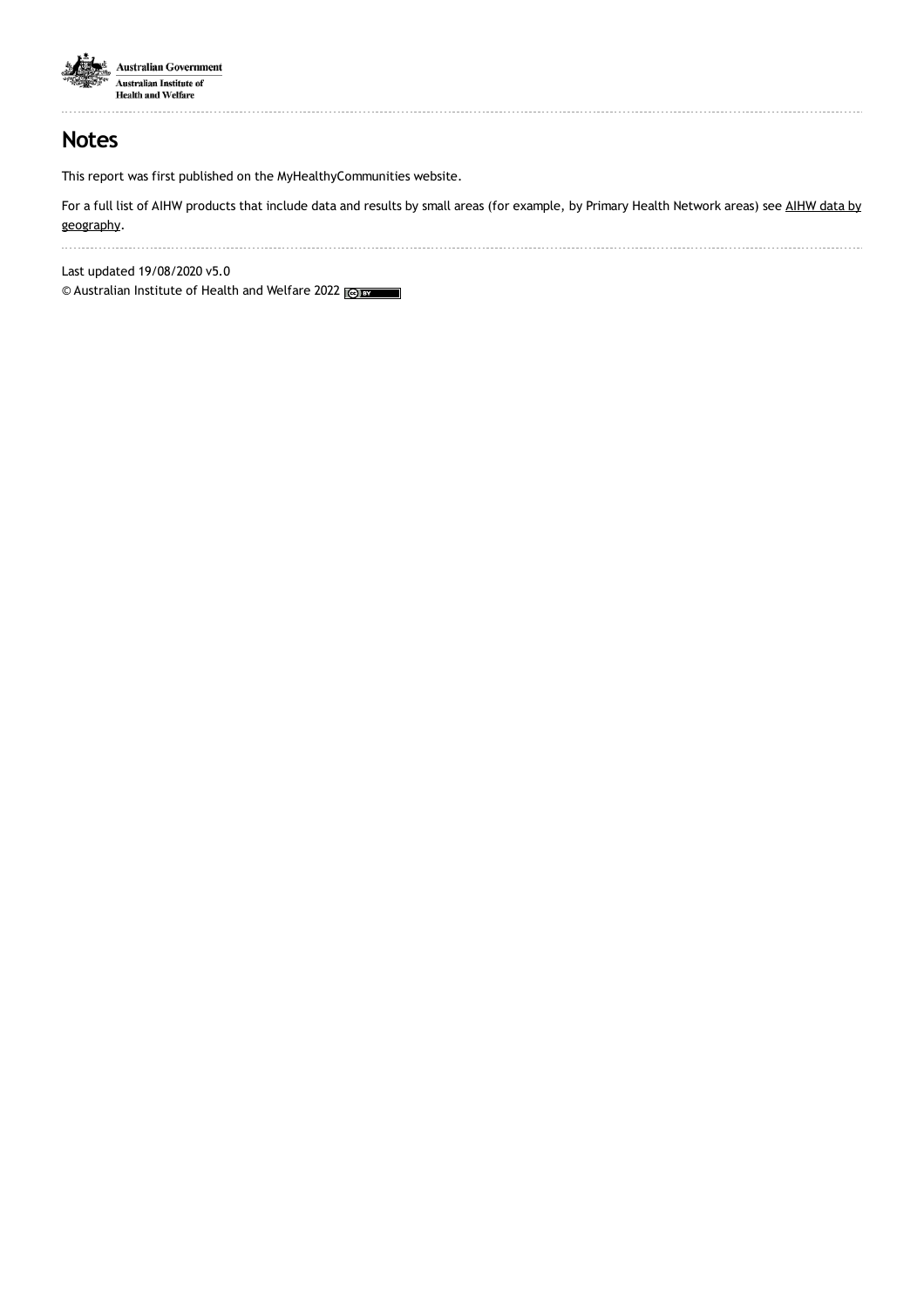## Notes

This report was first published on the MyHealthyCommunities website.

For a full list of AIHW products that include data and results by small areas (for example, by Primary Health Network areas) see AIHW data by geography.

Last updated 19/08/2020 v5.0

© Australian Institute of Health and Welfare 2022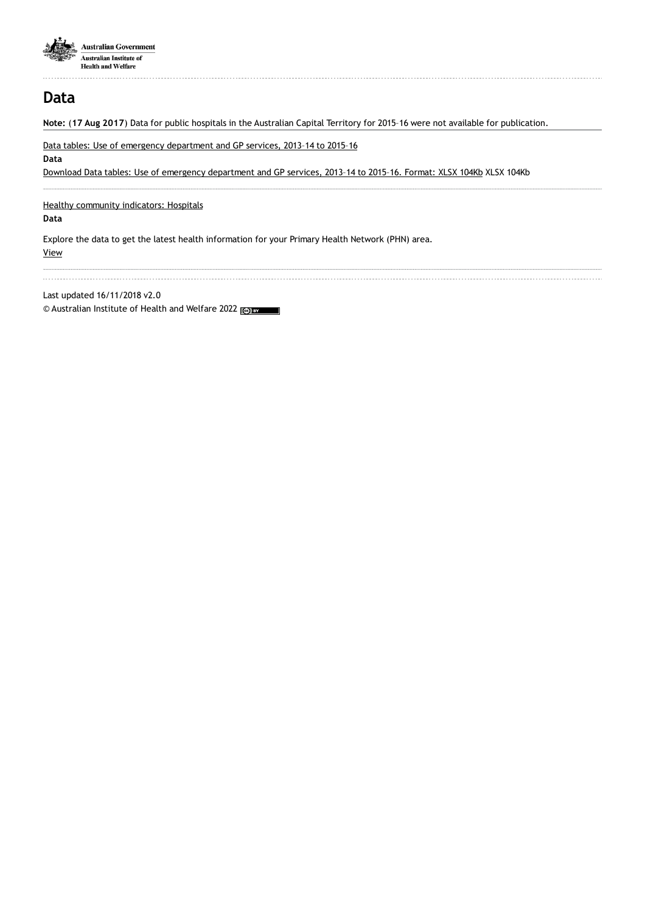# Data

**Note:** (**17 Aug 2017**) Data for public hospitals in the Australian Capital Territory for 2015–16 were not available for publication.

Data tables: Use of emergency department and GP services, 2013–14 to 2015–16

**Data**

Download Data tables: Use of emergency department and GP services, 2013–14 to 2015–16. Format: XLSX 104Kb XLSX 104Kb

Healthy community indicators: Hospitals

**Data**

Explore the data to get the latest health information for your Primary Health Network (PHN) area.

View

Last updated 16/11/2018 v2.0

© Australian Institute of Health and Welfare 2022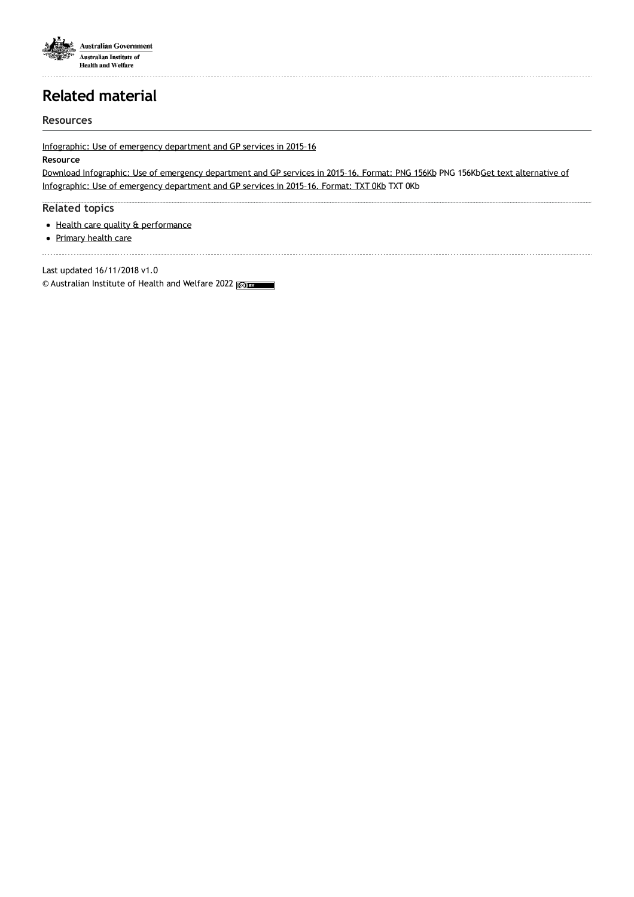# Related material

## Resources

Infographic: Use of emergency department and GP services in 2015–16

**Resource**

Download Infographic: Use of emergency department and GP services in 2015–16. Format: PNG 156Kb PNG 156KbGet text alternative of Infographic: Use of emergency department and GP services in 2015–16. Format: TXT 0Kb TXT 0Kb

## Related topics

- Health care quality & performance
- Primary health care

Last updated 16/11/2018 v1.0

© Australian Institute of Health and Welfare 2022